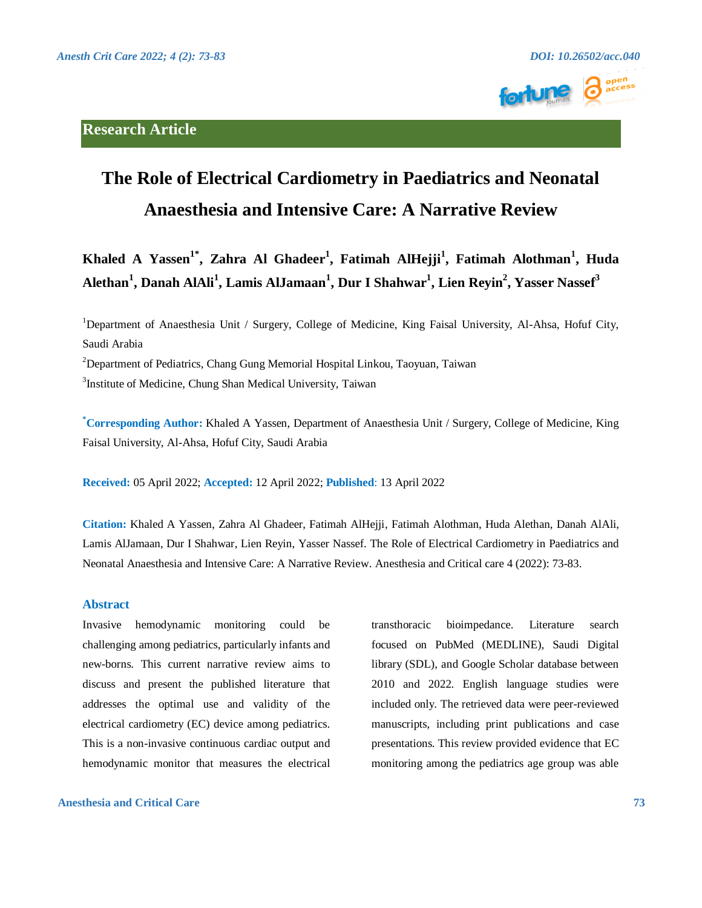Research Article

# The Role of Electrical Cardiometry in Paediatrics and Neonatal Anaesthesia and Intensive Care: A Narrative Review

**Khaled A Yassen[1*], Zahra Al Ghadeer[1], Fatimah AlHejji[1], Fatimah Alothman[1], Huda Alethan[1], Danah AlAli[1], Lamis AlJamaan[1], Dur I Shahwar[1], Lien Reyin[2], Yasser Nassef[3]**

[1]Department of Anaesthesia Unit / Surgery, College of Medicine, King Faisal University, Al-Ahsa, Hofuf City, Saudi Arabia

[2]Department of Pediatrics, Chang Gung Memorial Hospital Linkou, Taoyuan, Taiwan

[3]Institute of Medicine, Chung Shan Medical University, Taiwan

**[*]Corresponding Author:** Khaled A Yassen, Department of Anaesthesia Unit / Surgery, College of Medicine, King Faisal University, Al-Ahsa, Hofuf City, Saudi Arabia

**Received:** 05 April 2022; **Accepted:** 12 April 2022; **Published**: 13 April 2022

**Citation:** Khaled A Yassen, Zahra Al Ghadeer, Fatimah AlHejji, Fatimah Alothman, Huda Alethan, Danah AlAli, Lamis AlJamaan, Dur I Shahwar, Lien Reyin, Yasser Nassef. The Role of Electrical Cardiometry in Paediatrics and Neonatal Anaesthesia and Intensive Care: A Narrative Review. Anesthesia and Critical care 4 (2022): 73-83.

## Abstract

Invasive hemodynamic monitoring could be challenging among pediatrics, particularly infants and new-borns. This current narrative review aims to discuss and present the published literature that addresses the optimal use and validity of the electrical cardiometry (EC) device among pediatrics. This is a non-invasive continuous cardiac output and hemodynamic monitor that measures the electrical transthoracic bioimpedance. Literature search focused on PubMed (MEDLINE), Saudi Digital library (SDL), and Google Scholar database between 2010 and 2022. English language studies were included only. The retrieved data were peer-reviewed manuscripts, including print publications and case presentations. This review provided evidence that EC monitoring among the pediatrics age group was able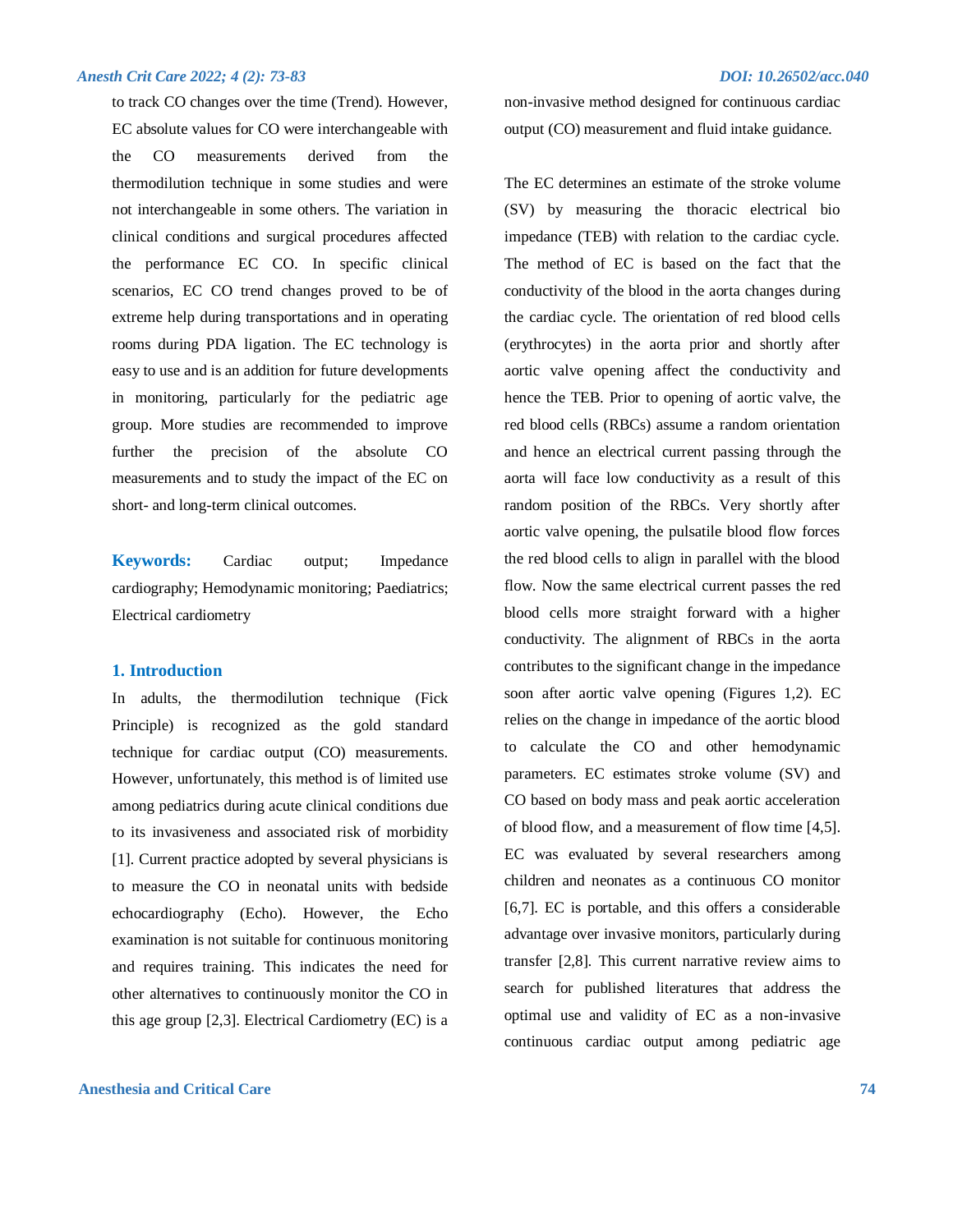to track CO changes over the time (Trend). However, EC absolute values for CO were interchangeable with the CO measurements derived from the thermodilution technique in some studies and were not interchangeable in some others. The variation in clinical conditions and surgical procedures affected the performance EC CO. In specific clinical scenarios, EC CO trend changes proved to be of extreme help during transportations and in operating rooms during PDA ligation. The EC technology is easy to use and is an addition for future developments in monitoring, particularly for the pediatric age group. More studies are recommended to improve further the precision of the absolute CO measurements and to study the impact of the EC on short- and long-term clinical outcomes.

**Keywords:** Cardiac output; Impedance cardiography; Hemodynamic monitoring; Paediatrics; Electrical cardiometry

## 1. Introduction

In adults, the thermodilution technique (Fick Principle) is recognized as the gold standard technique for cardiac output (CO) measurements. However, unfortunately, this method is of limited use among pediatrics during acute clinical conditions due to its invasiveness and associated risk of morbidity [1]. Current practice adopted by several physicians is to measure the CO in neonatal units with bedside echocardiography (Echo). However, the Echo examination is not suitable for continuous monitoring and requires training. This indicates the need for other alternatives to continuously monitor the CO in this age group [2,3]. Electrical Cardiometry (EC) is a non-invasive method designed for continuous cardiac output (CO) measurement and fluid intake guidance.

The EC determines an estimate of the stroke volume (SV) by measuring the thoracic electrical bio impedance (TEB) with relation to the cardiac cycle. The method of EC is based on the fact that the conductivity of the blood in the aorta changes during the cardiac cycle. The orientation of red blood cells (erythrocytes) in the aorta prior and shortly after aortic valve opening affect the conductivity and hence the TEB. Prior to opening of aortic valve, the red blood cells (RBCs) assume a random orientation and hence an electrical current passing through the aorta will face low conductivity as a result of this random position of the RBCs. Very shortly after aortic valve opening, the pulsatile blood flow forces the red blood cells to align in parallel with the blood flow. Now the same electrical current passes the red blood cells more straight forward with a higher conductivity. The alignment of RBCs in the aorta contributes to the significant change in the impedance soon after aortic valve opening (Figures 1,2). EC relies on the change in impedance of the aortic blood to calculate the CO and other hemodynamic parameters. EC estimates stroke volume (SV) and CO based on body mass and peak aortic acceleration of blood flow, and a measurement of flow time [4,5]. EC was evaluated by several researchers among children and neonates as a continuous CO monitor [6,7]. EC is portable, and this offers a considerable advantage over invasive monitors, particularly during transfer [2,8]. This current narrative review aims to search for published literatures that address the optimal use and validity of EC as a non-invasive continuous cardiac output among pediatric age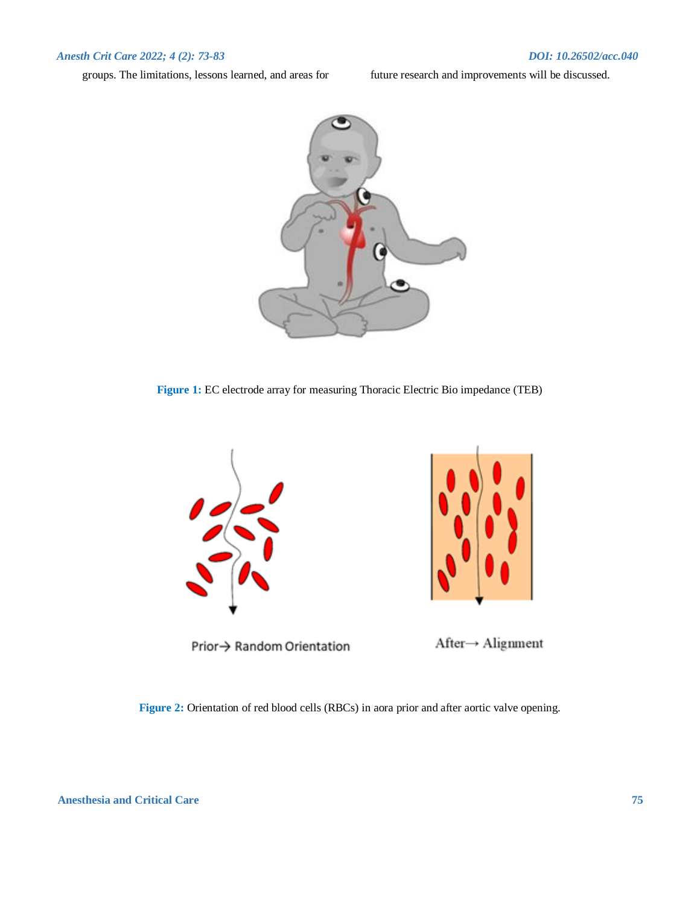groups. The limitations, lessons learned, and areas for future research and improvements will be discussed.

**Figure 1:** EC electrode array for measuring Thoracic Electric Bio impedance (TEB)

Prior→ Random Orientation

After→ Alignment

**Figure 2:** Orientation of red blood cells (RBCs) in aora prior and after aortic valve opening.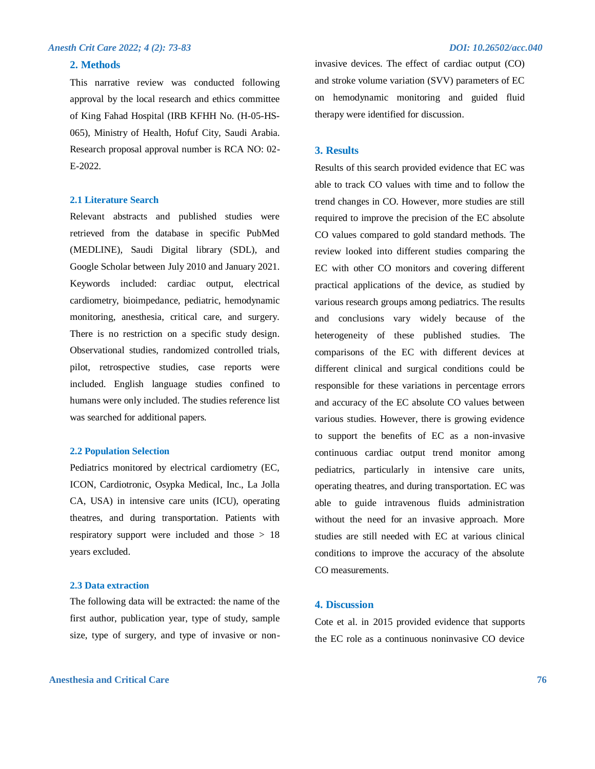## 2. Methods

This narrative review was conducted following approval by the local research and ethics committee of King Fahad Hospital (IRB KFHH No. (H-05-HS-065), Ministry of Health, Hofuf City, Saudi Arabia. Research proposal approval number is RCA NO: 02-E-2022.

### 2.1 Literature Search

Relevant abstracts and published studies were retrieved from the database in specific PubMed (MEDLINE), Saudi Digital library (SDL), and Google Scholar between July 2010 and January 2021. Keywords included: cardiac output, electrical cardiometry, bioimpedance, pediatric, hemodynamic monitoring, anesthesia, critical care, and surgery. There is no restriction on a specific study design. Observational studies, randomized controlled trials, pilot, retrospective studies, case reports were included. English language studies confined to humans were only included. The studies reference list was searched for additional papers.

### 2.2 Population Selection

Pediatrics monitored by electrical cardiometry (EC, ICON, Cardiotronic, Osypka Medical, Inc., La Jolla CA, USA) in intensive care units (ICU), operating theatres, and during transportation. Patients with respiratory support were included and those > 18 years excluded.

### 2.3 Data extraction

The following data will be extracted: the name of the first author, publication year, type of study, sample size, type of surgery, and type of invasive or non-invasive devices. The effect of cardiac output (CO) and stroke volume variation (SVV) parameters of EC on hemodynamic monitoring and guided fluid therapy were identified for discussion.

## 3. Results

Results of this search provided evidence that EC was able to track CO values with time and to follow the trend changes in CO. However, more studies are still required to improve the precision of the EC absolute CO values compared to gold standard methods. The review looked into different studies comparing the EC with other CO monitors and covering different practical applications of the device, as studied by various research groups among pediatrics. The results and conclusions vary widely because of the heterogeneity of these published studies. The comparisons of the EC with different devices at different clinical and surgical conditions could be responsible for these variations in percentage errors and accuracy of the EC absolute CO values between various studies. However, there is growing evidence to support the benefits of EC as a non-invasive continuous cardiac output trend monitor among pediatrics, particularly in intensive care units, operating theatres, and during transportation. EC was able to guide intravenous fluids administration without the need for an invasive approach. More studies are still needed with EC at various clinical conditions to improve the accuracy of the absolute CO measurements.

## 4. Discussion

Cote et al. in 2015 provided evidence that supports the EC role as a continuous noninvasive CO device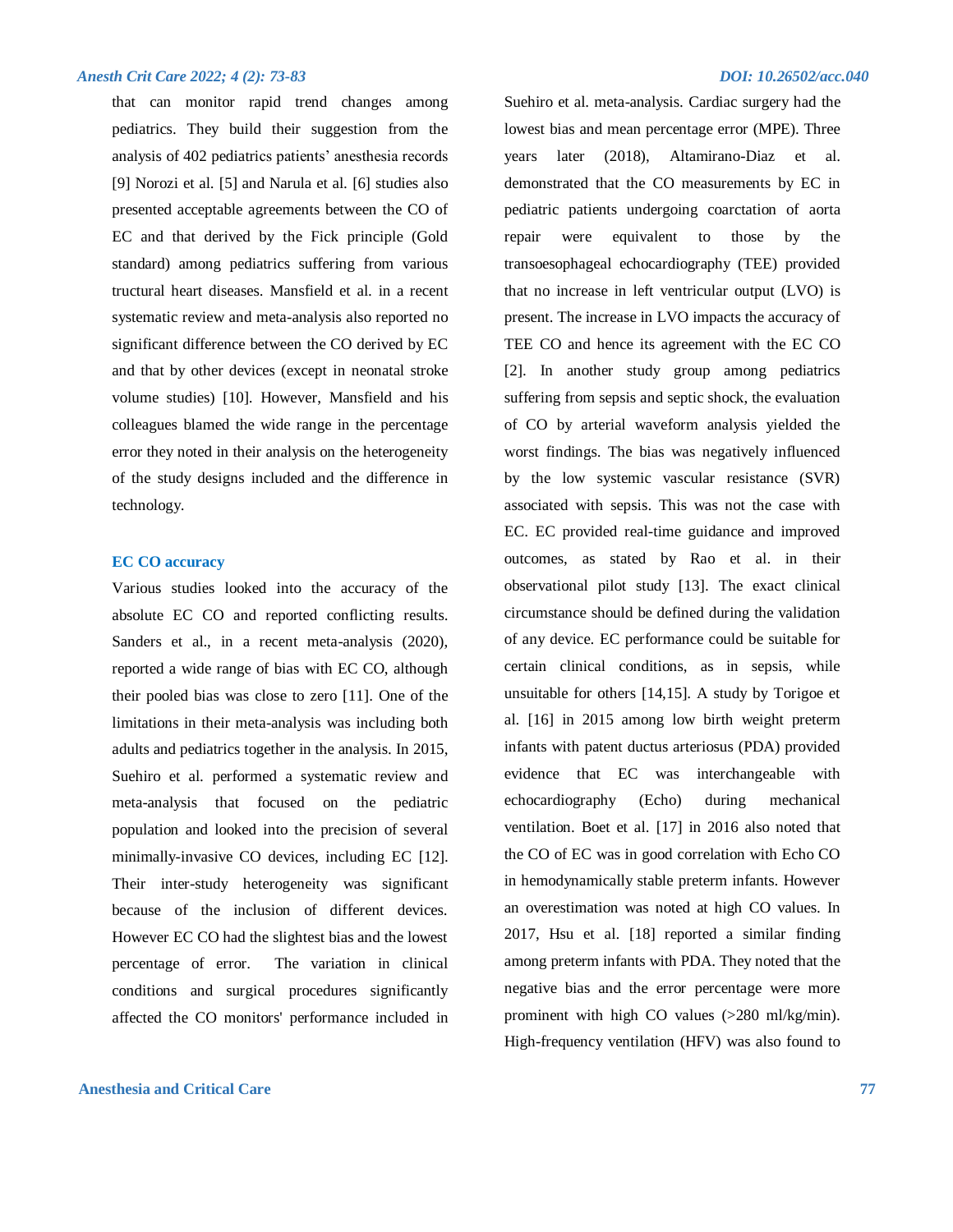that can monitor rapid trend changes among pediatrics. They build their suggestion from the analysis of 402 pediatrics patients' anesthesia records [9] Norozi et al. [5] and Narula et al. [6] studies also presented acceptable agreements between the CO of EC and that derived by the Fick principle (Gold standard) among pediatrics suffering from various tructural heart diseases. Mansfield et al. in a recent systematic review and meta-analysis also reported no significant difference between the CO derived by EC and that by other devices (except in neonatal stroke volume studies) [10]. However, Mansfield and his colleagues blamed the wide range in the percentage error they noted in their analysis on the heterogeneity of the study designs included and the difference in technology.

### EC CO accuracy

Various studies looked into the accuracy of the absolute EC CO and reported conflicting results. Sanders et al., in a recent meta-analysis (2020), reported a wide range of bias with EC CO, although their pooled bias was close to zero [11]. One of the limitations in their meta-analysis was including both adults and pediatrics together in the analysis. In 2015, Suehiro et al. performed a systematic review and meta-analysis that focused on the pediatric population and looked into the precision of several minimally-invasive CO devices, including EC [12]. Their inter-study heterogeneity was significant because of the inclusion of different devices. However EC CO had the slightest bias and the lowest percentage of error. The variation in clinical conditions and surgical procedures significantly affected the CO monitors' performance included in Suehiro et al. meta-analysis. Cardiac surgery had the lowest bias and mean percentage error (MPE). Three years later (2018), Altamirano-Diaz et al. demonstrated that the CO measurements by EC in pediatric patients undergoing coarctation of aorta repair were equivalent to those by the transoesophageal echocardiography (TEE) provided that no increase in left ventricular output (LVO) is present. The increase in LVO impacts the accuracy of TEE CO and hence its agreement with the EC CO [2]. In another study group among pediatrics suffering from sepsis and septic shock, the evaluation of CO by arterial waveform analysis yielded the worst findings. The bias was negatively influenced by the low systemic vascular resistance (SVR) associated with sepsis. This was not the case with EC. EC provided real-time guidance and improved outcomes, as stated by Rao et al. in their observational pilot study [13]. The exact clinical circumstance should be defined during the validation of any device. EC performance could be suitable for certain clinical conditions, as in sepsis, while unsuitable for others [14,15]. A study by Torigoe et al. [16] in 2015 among low birth weight preterm infants with patent ductus arteriosus (PDA) provided evidence that EC was interchangeable with echocardiography (Echo) during mechanical ventilation. Boet et al. [17] in 2016 also noted that the CO of EC was in good correlation with Echo CO in hemodynamically stable preterm infants. However an overestimation was noted at high CO values. In 2017, Hsu et al. [18] reported a similar finding among preterm infants with PDA. They noted that the negative bias and the error percentage were more prominent with high CO values (>280 ml/kg/min). High-frequency ventilation (HFV) was also found to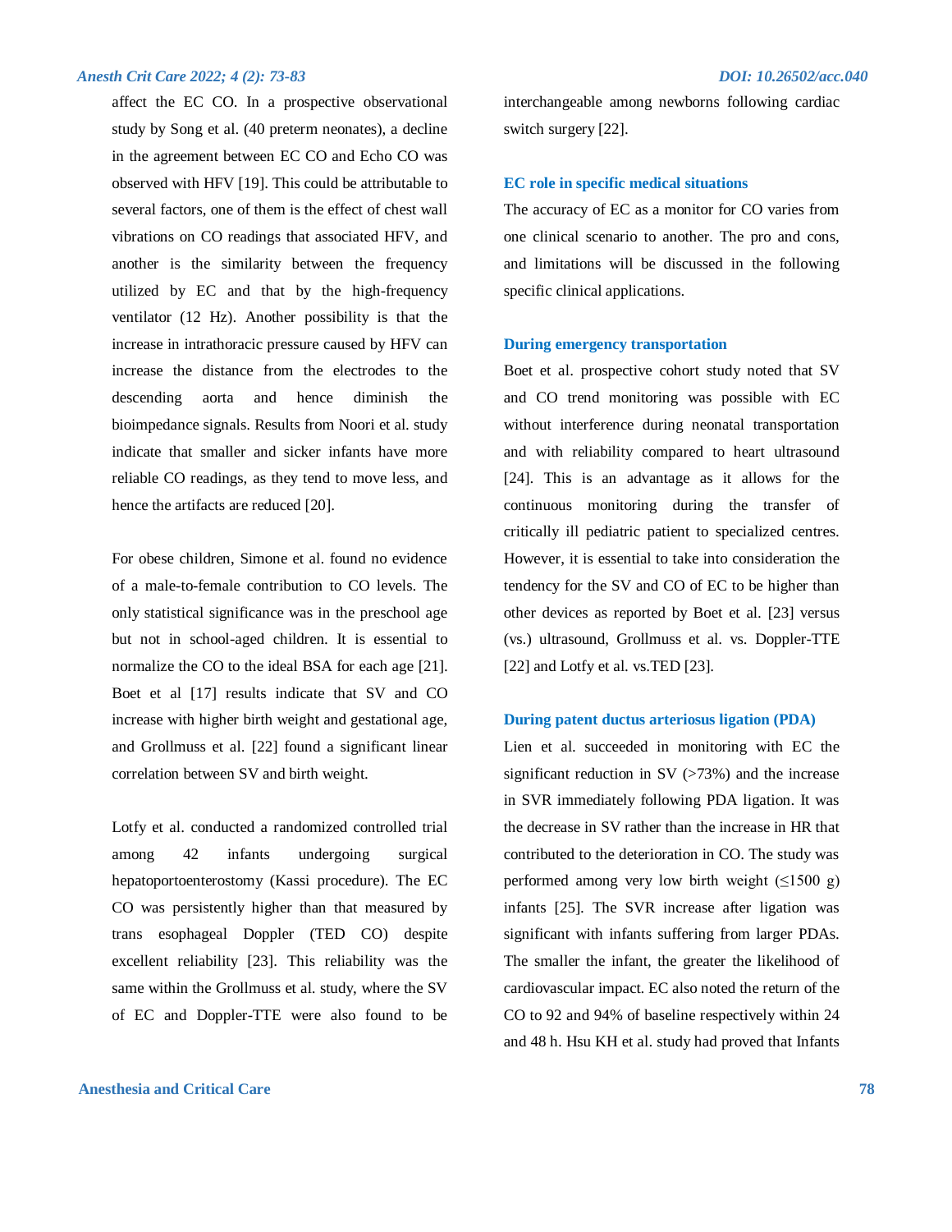affect the EC CO. In a prospective observational study by Song et al. (40 preterm neonates), a decline in the agreement between EC CO and Echo CO was observed with HFV [19]. This could be attributable to several factors, one of them is the effect of chest wall vibrations on CO readings that associated HFV, and another is the similarity between the frequency utilized by EC and that by the high-frequency ventilator (12 Hz). Another possibility is that the increase in intrathoracic pressure caused by HFV can increase the distance from the electrodes to the descending aorta and hence diminish the bioimpedance signals. Results from Noori et al. study indicate that smaller and sicker infants have more reliable CO readings, as they tend to move less, and hence the artifacts are reduced [20].

For obese children, Simone et al. found no evidence of a male-to-female contribution to CO levels. The only statistical significance was in the preschool age but not in school-aged children. It is essential to normalize the CO to the ideal BSA for each age [21]. Boet et al [17] results indicate that SV and CO increase with higher birth weight and gestational age, and Grollmuss et al. [22] found a significant linear correlation between SV and birth weight.

Lotfy et al. conducted a randomized controlled trial among 42 infants undergoing surgical hepatoportoenterostomy (Kassi procedure). The EC CO was persistently higher than that measured by trans esophageal Doppler (TED CO) despite excellent reliability [23]. This reliability was the same within the Grollmuss et al. study, where the SV of EC and Doppler-TTE were also found to be interchangeable among newborns following cardiac switch surgery [22].

## EC role in specific medical situations

The accuracy of EC as a monitor for CO varies from one clinical scenario to another. The pro and cons, and limitations will be discussed in the following specific clinical applications.

### During emergency transportation

Boet et al. prospective cohort study noted that SV and CO trend monitoring was possible with EC without interference during neonatal transportation and with reliability compared to heart ultrasound [24]. This is an advantage as it allows for the continuous monitoring during the transfer of critically ill pediatric patient to specialized centres. However, it is essential to take into consideration the tendency for the SV and CO of EC to be higher than other devices as reported by Boet et al. [23] versus (vs.) ultrasound, Grollmuss et al. vs. Doppler-TTE [22] and Lotfy et al. vs.TED [23].

### During patent ductus arteriosus ligation (PDA)

Lien et al. succeeded in monitoring with EC the significant reduction in SV (>73%) and the increase in SVR immediately following PDA ligation. It was the decrease in SV rather than the increase in HR that contributed to the deterioration in CO. The study was performed among very low birth weight (≤1500 g) infants [25]. The SVR increase after ligation was significant with infants suffering from larger PDAs. The smaller the infant, the greater the likelihood of cardiovascular impact. EC also noted the return of the CO to 92 and 94% of baseline respectively within 24 and 48 h. Hsu KH et al. study had proved that Infants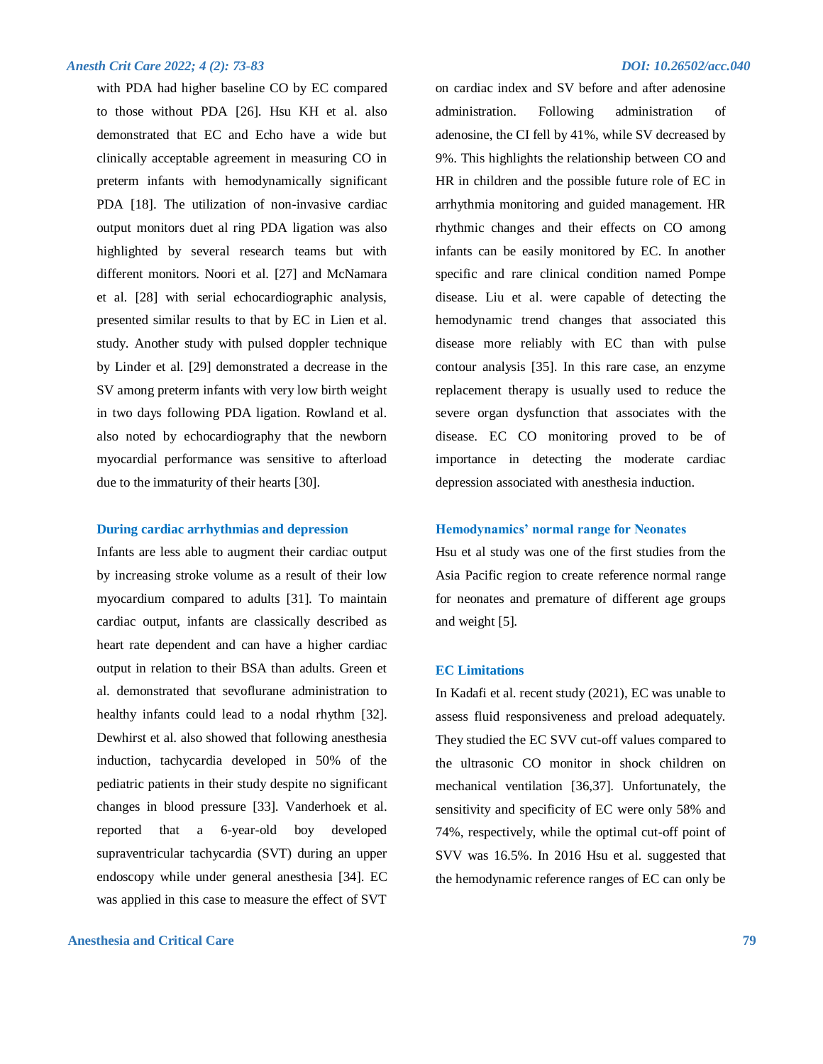with PDA had higher baseline CO by EC compared to those without PDA [26]. Hsu KH et al. also demonstrated that EC and Echo have a wide but clinically acceptable agreement in measuring CO in preterm infants with hemodynamically significant PDA [18]. The utilization of non-invasive cardiac output monitors duet al ring PDA ligation was also highlighted by several research teams but with different monitors. Noori et al. [27] and McNamara et al. [28] with serial echocardiographic analysis, presented similar results to that by EC in Lien et al. study. Another study with pulsed doppler technique by Linder et al. [29] demonstrated a decrease in the SV among preterm infants with very low birth weight in two days following PDA ligation. Rowland et al. also noted by echocardiography that the newborn myocardial performance was sensitive to afterload due to the immaturity of their hearts [30].

### During cardiac arrhythmias and depression

Infants are less able to augment their cardiac output by increasing stroke volume as a result of their low myocardium compared to adults [31]. To maintain cardiac output, infants are classically described as heart rate dependent and can have a higher cardiac output in relation to their BSA than adults. Green et al. demonstrated that sevoflurane administration to healthy infants could lead to a nodal rhythm [32]. Dewhirst et al. also showed that following anesthesia induction, tachycardia developed in 50% of the pediatric patients in their study despite no significant changes in blood pressure [33]. Vanderhoek et al. reported that a 6-year-old boy developed supraventricular tachycardia (SVT) during an upper endoscopy while under general anesthesia [34]. EC was applied in this case to measure the effect of SVT on cardiac index and SV before and after adenosine administration. Following administration of adenosine, the CI fell by 41%, while SV decreased by 9%. This highlights the relationship between CO and HR in children and the possible future role of EC in arrhythmia monitoring and guided management. HR rhythmic changes and their effects on CO among infants can be easily monitored by EC. In another specific and rare clinical condition named Pompe disease. Liu et al. were capable of detecting the hemodynamic trend changes that associated this disease more reliably with EC than with pulse contour analysis [35]. In this rare case, an enzyme replacement therapy is usually used to reduce the severe organ dysfunction that associates with the disease. EC CO monitoring proved to be of importance in detecting the moderate cardiac depression associated with anesthesia induction.

### Hemodynamics' normal range for Neonates

Hsu et al study was one of the first studies from the Asia Pacific region to create reference normal range for neonates and premature of different age groups and weight [5].

### EC Limitations

In Kadafi et al. recent study (2021), EC was unable to assess fluid responsiveness and preload adequately. They studied the EC SVV cut-off values compared to the ultrasonic CO monitor in shock children on mechanical ventilation [36,37]. Unfortunately, the sensitivity and specificity of EC were only 58% and 74%, respectively, while the optimal cut-off point of SVV was 16.5%. In 2016 Hsu et al. suggested that the hemodynamic reference ranges of EC can only be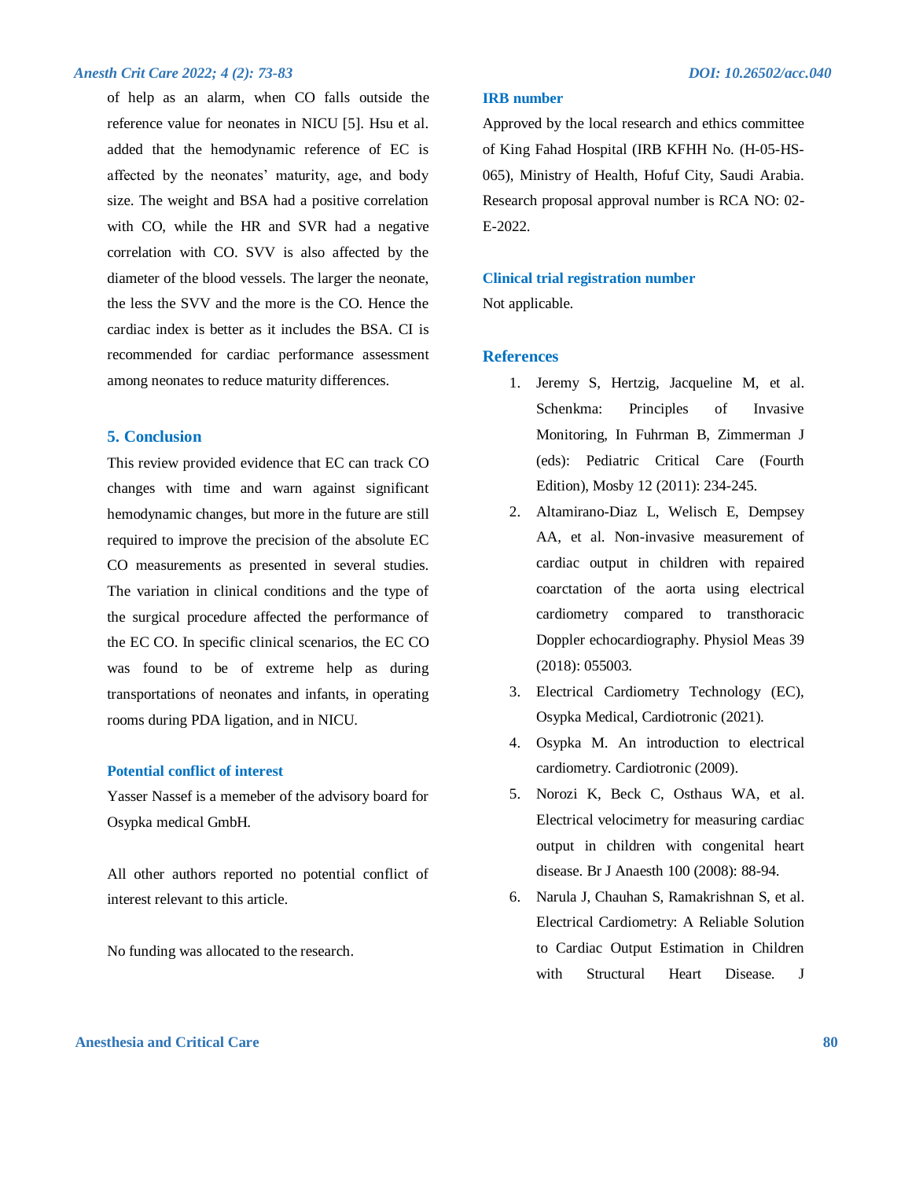of help as an alarm, when CO falls outside the reference value for neonates in NICU [5]. Hsu et al. added that the hemodynamic reference of EC is affected by the neonates' maturity, age, and body size. The weight and BSA had a positive correlation with CO, while the HR and SVR had a negative correlation with CO. SVV is also affected by the diameter of the blood vessels. The larger the neonate, the less the SVV and the more is the CO. Hence the cardiac index is better as it includes the BSA. CI is recommended for cardiac performance assessment among neonates to reduce maturity differences.

## 5. Conclusion

This review provided evidence that EC can track CO changes with time and warn against significant hemodynamic changes, but more in the future are still required to improve the precision of the absolute EC CO measurements as presented in several studies. The variation in clinical conditions and the type of the surgical procedure affected the performance of the EC CO. In specific clinical scenarios, the EC CO was found to be of extreme help as during transportations of neonates and infants, in operating rooms during PDA ligation, and in NICU.

### Potential conflict of interest

Yasser Nassef is a memeber of the advisory board for Osypka medical GmbH.

All other authors reported no potential conflict of interest relevant to this article.

No funding was allocated to the research.

### IRB number

Approved by the local research and ethics committee of King Fahad Hospital (IRB KFHH No. (H-05-HS-065), Ministry of Health, Hofuf City, Saudi Arabia. Research proposal approval number is RCA NO: 02-E-2022.

### Clinical trial registration number

Not applicable.

## References

1. Jeremy S, Hertzig, Jacqueline M, et al. Schenkma: Principles of Invasive Monitoring, In Fuhrman B, Zimmerman J (eds): Pediatric Critical Care (Fourth Edition), Mosby 12 (2011): 234-245.
2. Altamirano-Diaz L, Welisch E, Dempsey AA, et al. Non-invasive measurement of cardiac output in children with repaired coarctation of the aorta using electrical cardiometry compared to transthoracic Doppler echocardiography. Physiol Meas 39 (2018): 055003.
3. Electrical Cardiometry Technology (EC), Osypka Medical, Cardiotronic (2021).
4. Osypka M. An introduction to electrical cardiometry. Cardiotronic (2009).
5. Norozi K, Beck C, Osthaus WA, et al. Electrical velocimetry for measuring cardiac output in children with congenital heart disease. Br J Anaesth 100 (2008): 88-94.
6. Narula J, Chauhan S, Ramakrishnan S, et al. Electrical Cardiometry: A Reliable Solution to Cardiac Output Estimation in Children with Structural Heart Disease. J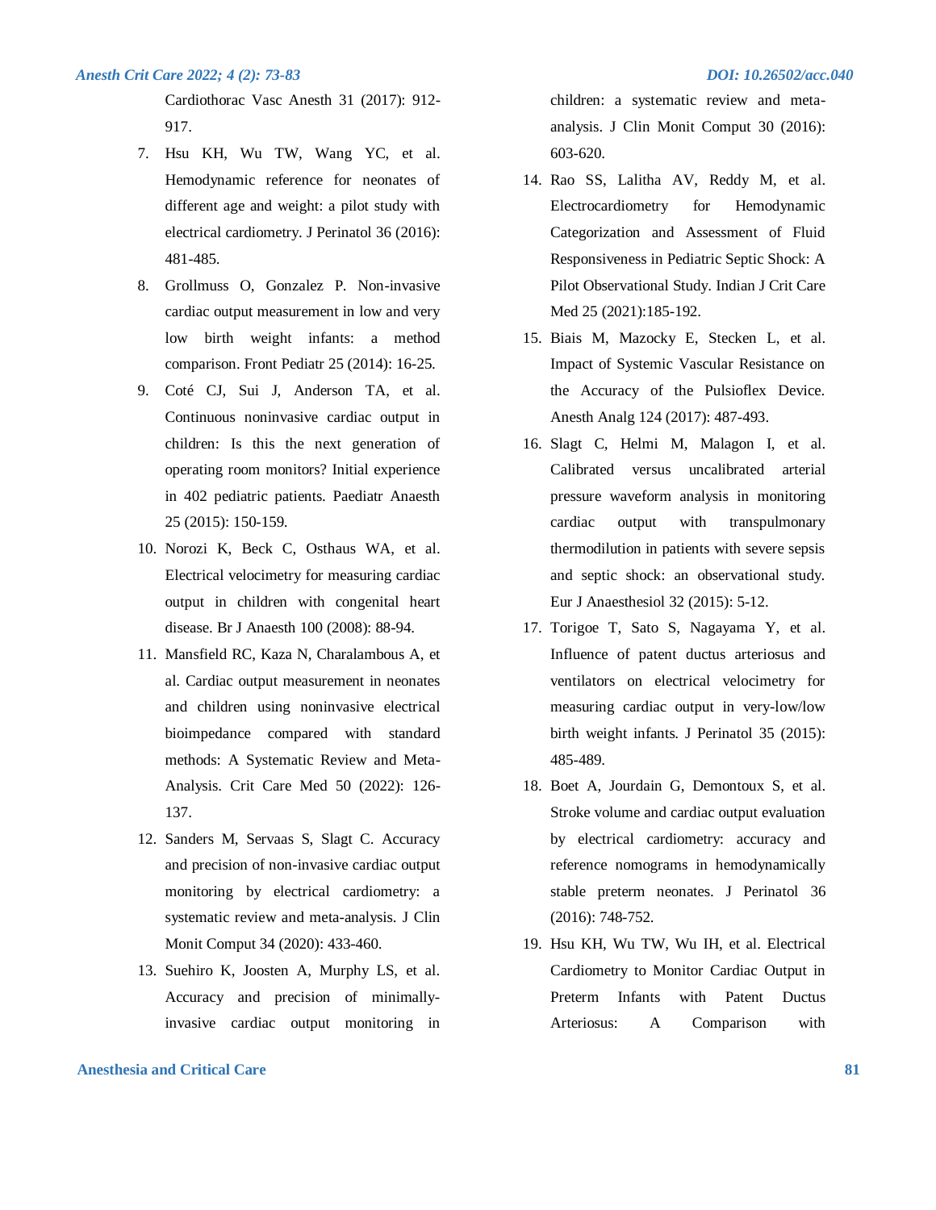Cardiothorac Vasc Anesth 31 (2017): 912-917.

7. Hsu KH, Wu TW, Wang YC, et al. Hemodynamic reference for neonates of different age and weight: a pilot study with electrical cardiometry. J Perinatol 36 (2016): 481-485.
8. Grollmuss O, Gonzalez P. Non-invasive cardiac output measurement in low and very low birth weight infants: a method comparison. Front Pediatr 25 (2014): 16-25.
9. Coté CJ, Sui J, Anderson TA, et al. Continuous noninvasive cardiac output in children: Is this the next generation of operating room monitors? Initial experience in 402 pediatric patients. Paediatr Anaesth 25 (2015): 150-159.
10. Norozi K, Beck C, Osthaus WA, et al. Electrical velocimetry for measuring cardiac output in children with congenital heart disease. Br J Anaesth 100 (2008): 88-94.
11. Mansfield RC, Kaza N, Charalambous A, et al. Cardiac output measurement in neonates and children using noninvasive electrical bioimpedance compared with standard methods: A Systematic Review and Meta-Analysis. Crit Care Med 50 (2022): 126-137.
12. Sanders M, Servaas S, Slagt C. Accuracy and precision of non-invasive cardiac output monitoring by electrical cardiometry: a systematic review and meta-analysis. J Clin Monit Comput 34 (2020): 433-460.
13. Suehiro K, Joosten A, Murphy LS, et al. Accuracy and precision of minimally-invasive cardiac output monitoring in children: a systematic review and meta-analysis. J Clin Monit Comput 30 (2016): 603-620.
14. Rao SS, Lalitha AV, Reddy M, et al. Electrocardiometry for Hemodynamic Categorization and Assessment of Fluid Responsiveness in Pediatric Septic Shock: A Pilot Observational Study. Indian J Crit Care Med 25 (2021):185-192.
15. Biais M, Mazocky E, Stecken L, et al. Impact of Systemic Vascular Resistance on the Accuracy of the Pulsioflex Device. Anesth Analg 124 (2017): 487-493.
16. Slagt C, Helmi M, Malagon I, et al. Calibrated versus uncalibrated arterial pressure waveform analysis in monitoring cardiac output with transpulmonary thermodilution in patients with severe sepsis and septic shock: an observational study. Eur J Anaesthesiol 32 (2015): 5-12.
17. Torigoe T, Sato S, Nagayama Y, et al. Influence of patent ductus arteriosus and ventilators on electrical velocimetry for measuring cardiac output in very-low/low birth weight infants. J Perinatol 35 (2015): 485-489.
18. Boet A, Jourdain G, Demontoux S, et al. Stroke volume and cardiac output evaluation by electrical cardiometry: accuracy and reference nomograms in hemodynamically stable preterm neonates. J Perinatol 36 (2016): 748-752.
19. Hsu KH, Wu TW, Wu IH, et al. Electrical Cardiometry to Monitor Cardiac Output in Preterm Infants with Patent Ductus Arteriosus: A Comparison with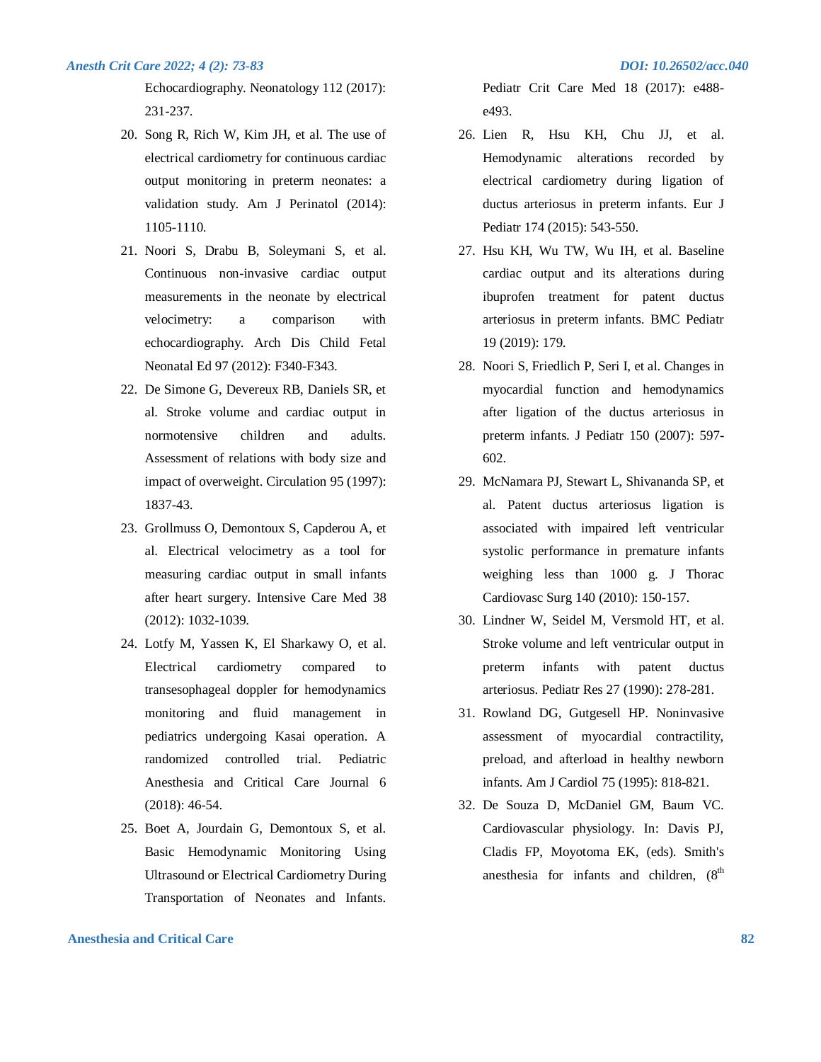Echocardiography. Neonatology 112 (2017): 231-237.

20. Song R, Rich W, Kim JH, et al. The use of electrical cardiometry for continuous cardiac output monitoring in preterm neonates: a validation study. Am J Perinatol (2014): 1105-1110.
21. Noori S, Drabu B, Soleymani S, et al. Continuous non-invasive cardiac output measurements in the neonate by electrical velocimetry: a comparison with echocardiography. Arch Dis Child Fetal Neonatal Ed 97 (2012): F340-F343.
22. De Simone G, Devereux RB, Daniels SR, et al. Stroke volume and cardiac output in normotensive children and adults. Assessment of relations with body size and impact of overweight. Circulation 95 (1997): 1837-43.
23. Grollmuss O, Demontoux S, Capderou A, et al. Electrical velocimetry as a tool for measuring cardiac output in small infants after heart surgery. Intensive Care Med 38 (2012): 1032-1039.
24. Lotfy M, Yassen K, El Sharkawy O, et al. Electrical cardiometry compared to transesophageal doppler for hemodynamics monitoring and fluid management in pediatrics undergoing Kasai operation. A randomized controlled trial. Pediatric Anesthesia and Critical Care Journal 6 (2018): 46-54.
25. Boet A, Jourdain G, Demontoux S, et al. Basic Hemodynamic Monitoring Using Ultrasound or Electrical Cardiometry During Transportation of Neonates and Infants. Pediatr Crit Care Med 18 (2017): e488-e493.
26. Lien R, Hsu KH, Chu JJ, et al. Hemodynamic alterations recorded by electrical cardiometry during ligation of ductus arteriosus in preterm infants. Eur J Pediatr 174 (2015): 543-550.
27. Hsu KH, Wu TW, Wu IH, et al. Baseline cardiac output and its alterations during ibuprofen treatment for patent ductus arteriosus in preterm infants. BMC Pediatr 19 (2019): 179.
28. Noori S, Friedlich P, Seri I, et al. Changes in myocardial function and hemodynamics after ligation of the ductus arteriosus in preterm infants. J Pediatr 150 (2007): 597-602.
29. McNamara PJ, Stewart L, Shivananda SP, et al. Patent ductus arteriosus ligation is associated with impaired left ventricular systolic performance in premature infants weighing less than 1000 g. J Thorac Cardiovasc Surg 140 (2010): 150-157.
30. Lindner W, Seidel M, Versmold HT, et al. Stroke volume and left ventricular output in preterm infants with patent ductus arteriosus. Pediatr Res 27 (1990): 278-281.
31. Rowland DG, Gutgesell HP. Noninvasive assessment of myocardial contractility, preload, and afterload in healthy newborn infants. Am J Cardiol 75 (1995): 818-821.
32. De Souza D, McDaniel GM, Baum VC. Cardiovascular physiology. In: Davis PJ, Cladis FP, Moyotoma EK, (eds). Smith's anesthesia for infants and children, (8th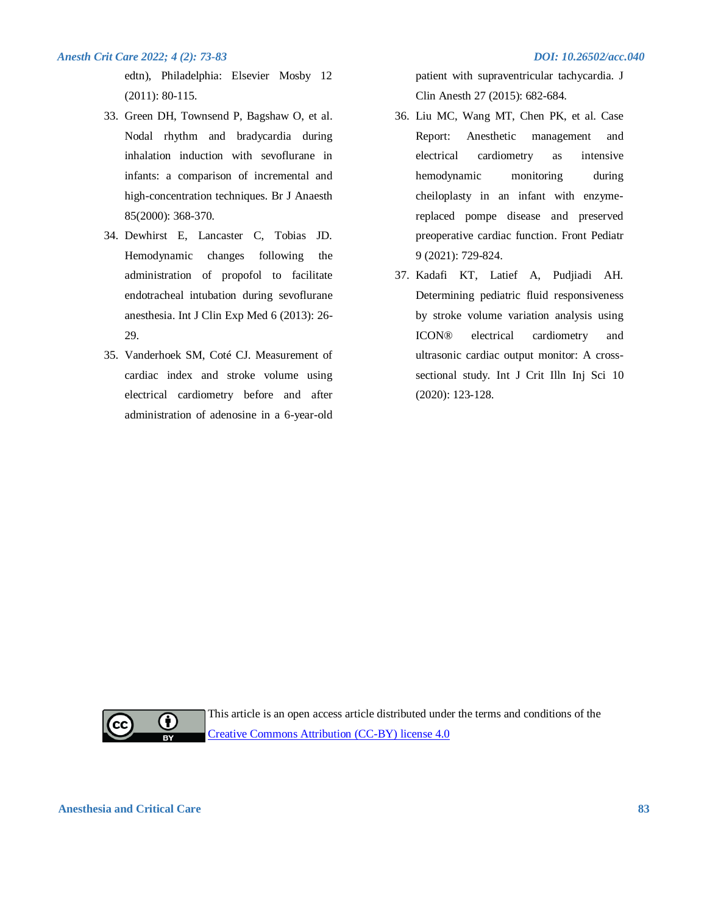edtn), Philadelphia: Elsevier Mosby 12 (2011): 80-115.

33. Green DH, Townsend P, Bagshaw O, et al. Nodal rhythm and bradycardia during inhalation induction with sevoflurane in infants: a comparison of incremental and high-concentration techniques. Br J Anaesth 85(2000): 368-370.
34. Dewhirst E, Lancaster C, Tobias JD. Hemodynamic changes following the administration of propofol to facilitate endotracheal intubation during sevoflurane anesthesia. Int J Clin Exp Med 6 (2013): 26-29.
35. Vanderhoek SM, Coté CJ. Measurement of cardiac index and stroke volume using electrical cardiometry before and after administration of adenosine in a 6-year-old patient with supraventricular tachycardia. J Clin Anesth 27 (2015): 682-684.
36. Liu MC, Wang MT, Chen PK, et al. Case Report: Anesthetic management and electrical cardiometry as intensive hemodynamic monitoring during cheiloplasty in an infant with enzyme-replaced pompe disease and preserved preoperative cardiac function. Front Pediatr 9 (2021): 729-824.
37. Kadafi KT, Latief A, Pudjiadi AH. Determining pediatric fluid responsiveness by stroke volume variation analysis using ICON® electrical cardiometry and ultrasonic cardiac output monitor: A cross-sectional study. Int J Crit Illn Inj Sci 10 (2020): 123-128.

This article is an open access article distributed under the terms and conditions of the [Creative Commons Attribution (CC-BY) license 4.0]